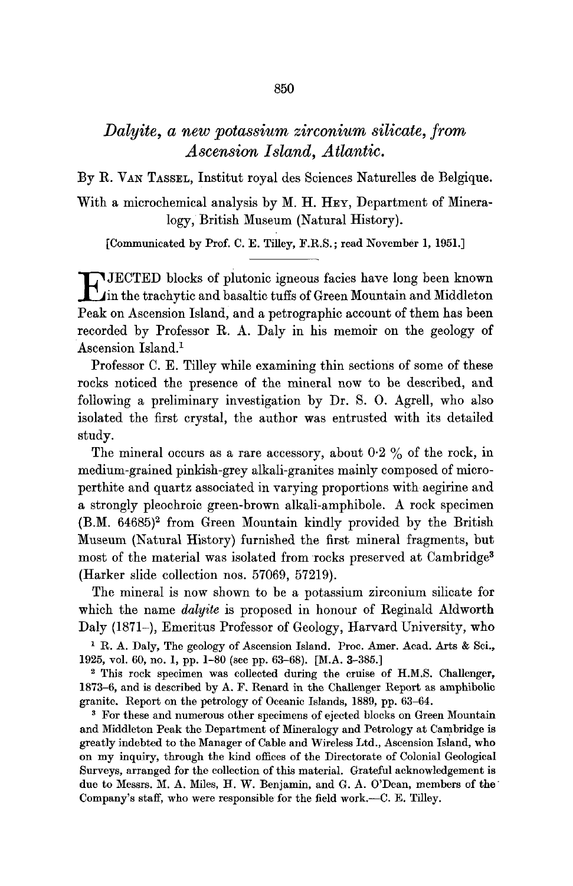# *Dalyite, a new potassium zirconium silicate, from Ascension Island, Atlantic.*

By R. VAN TASSEL, Institut royal des Sciences Naturelles de Belgique.

With a microchemical analysis by M. H. HEY, Department of Mineralogy, British Museum (Natural History).

[Communicated by Prof. C. E. Tilley, F.R.S.; read November 1, 1951.]

EJECTED blocks of plutonic igneous facies have long been known in the trachytic and basaltic tuffs of Green Mountain and Middleton Peak on Ascension Island, and a petrographic account of them has been recorded by Professor R. A. Daly in his memoir on the geology of Ascension Island.[1]

Professor C. E. Tilley while examining thin sections of some of these rocks noticed the presence of the mineral now to be described, and following a preliminary investigation by Dr. S. O. Agrell, who also isolated the first crystal, the author was entrusted with its detailed study.

The mineral occurs as a rare accessory, about 0·2 % of the rock, in medium-grained pinkish-grey alkali-granites mainly composed of microperthite and quartz associated in varying proportions with aegirine and a strongly pleochroic green-brown alkali-amphibole. A rock specimen (B.M. 64685)[2] from Green Mountain kindly provided by the British Museum (Natural History) furnished the first mineral fragments, but most of the material was isolated from rocks preserved at Cambridge[3] (Harker slide collection nos. 57069, 57219).

The mineral is now shown to be a potassium zirconium silicate for which the name *dalyite* is proposed in honour of Reginald Aldworth Daly (1871–), Emeritus Professor of Geology, Harvard University, who

[1] R. A. Daly, The geology of Ascension Island. Proc. Amer. Acad. Arts & Sci., 1925, vol. 60, no. 1, pp. 1–80 (see pp. 63–68). [M.A. 3-385.]

[2] This rock specimen was collected during the cruise of H.M.S. Challenger, 1873–6, and is described by A. F. Renard in the Challenger Report as amphibolic granite. Report on the petrology of Oceanic Islands, 1889, pp. 63–64.

[3] For these and numerous other specimens of ejected blocks on Green Mountain and Middleton Peak the Department of Mineralogy and Petrology at Cambridge is greatly indebted to the Manager of Cable and Wireless Ltd., Ascension Island, who on my inquiry, through the kind offices of the Directorate of Colonial Geological Surveys, arranged for the collection of this material. Grateful acknowledgement is due to Messrs. M. A. Miles, H. W. Benjamin, and G. A. O'Dean, members of the Company's staff, who were responsible for the field work.—C. E. Tilley.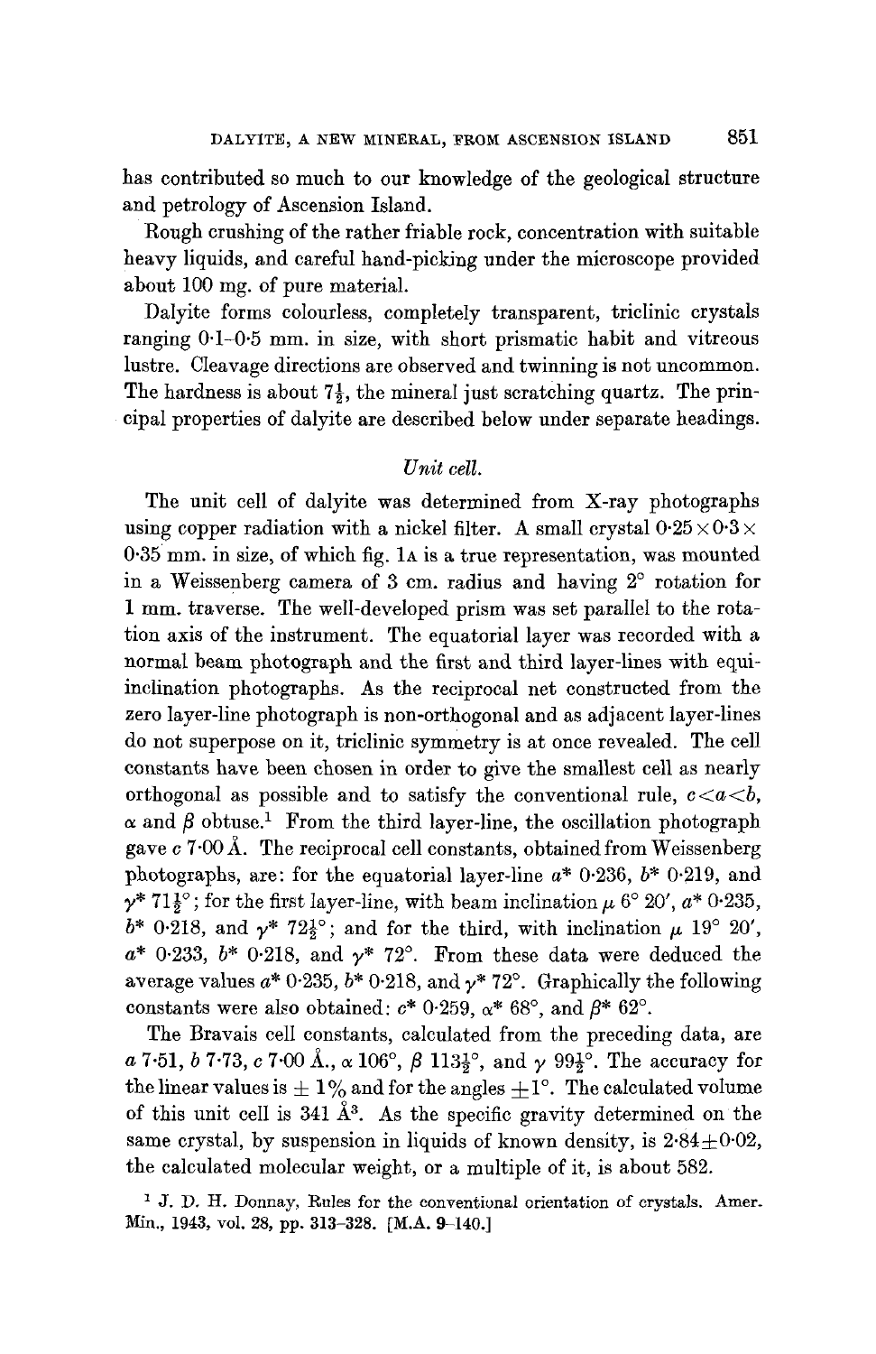has contributed so much to our knowledge of the geological structure and petrology of Ascension Island.

Rough crushing of the rather friable rock, concentration with suitable heavy liquids, and careful hand-picking under the microscope provided about 100 mg. of pure material.

Dalyite forms colourless, completely transparent, triclinic crystals ranging 0·1–0·5 mm. in size, with short prismatic habit and vitreous lustre. Cleavage directions are observed and twinning is not uncommon. The hardness is about $7\frac{1}{2}$, the mineral just scratching quartz. The principal properties of dalyite are described below under separate headings.

*Unit cell.*

The unit cell of dalyite was determined from X-ray photographs using copper radiation with a nickel filter. A small crystal $0{\cdot}25 \times 0{\cdot}3 \times 0{\cdot}35$ mm. in size, of which fig. 1A is a true representation, was mounted in a Weissenberg camera of 3 cm. radius and having 2° rotation for 1 mm. traverse. The well-developed prism was set parallel to the rotation axis of the instrument. The equatorial layer was recorded with a normal beam photograph and the first and third layer-lines with equi-inclination photographs. As the reciprocal net constructed from the zero layer-line photograph is non-orthogonal and as adjacent layer-lines do not superpose on it, triclinic symmetry is at once revealed. The cell constants have been chosen in order to give the smallest cell as nearly orthogonal as possible and to satisfy the conventional rule, $c<a<b$, $\alpha$ and $\beta$ obtuse.[1] From the third layer-line, the oscillation photograph gave $c$ 7·00 Å. The reciprocal cell constants, obtained from Weissenberg photographs, are: for the equatorial layer-line $a^*$ 0·236, $b^*$ 0·219, and $\gamma^*$ $71\frac{1}{2}$°; for the first layer-line, with beam inclination $\mu$ 6° 20′, $a^*$ 0·235, $b^*$ 0·218, and $\gamma^*$ $72\frac{1}{2}$°; and for the third, with inclination $\mu$ 19° 20′, $a^*$ 0·233, $b^*$ 0·218, and $\gamma^*$ 72°. From these data were deduced the average values $a^*$ 0·235, $b^*$ 0·218, and $\gamma^*$ 72°. Graphically the following constants were also obtained: $c^*$ 0·259, $\alpha^*$ 68°, and $\beta^*$ 62°.

The Bravais cell constants, calculated from the preceding data, are $a$ 7·51, $b$ 7·73, $c$ 7·00 Å., $\alpha$ 106°, $\beta$ $113\frac{1}{2}$°, and $\gamma$ $99\frac{1}{2}$°. The accuracy for the linear values is $\pm$ 1% and for the angles $\pm$1°. The calculated volume of this unit cell is 341 Å$^3$. As the specific gravity determined on the same crystal, by suspension in liquids of known density, is $2{\cdot}84 \pm 0{\cdot}02$, the calculated molecular weight, or a multiple of it, is about 582.

[1] J. D. H. Donnay, Rules for the conventional orientation of crystals. Amer. Min., 1943, vol. 28, pp. 313–328. [M.A. 9–140.]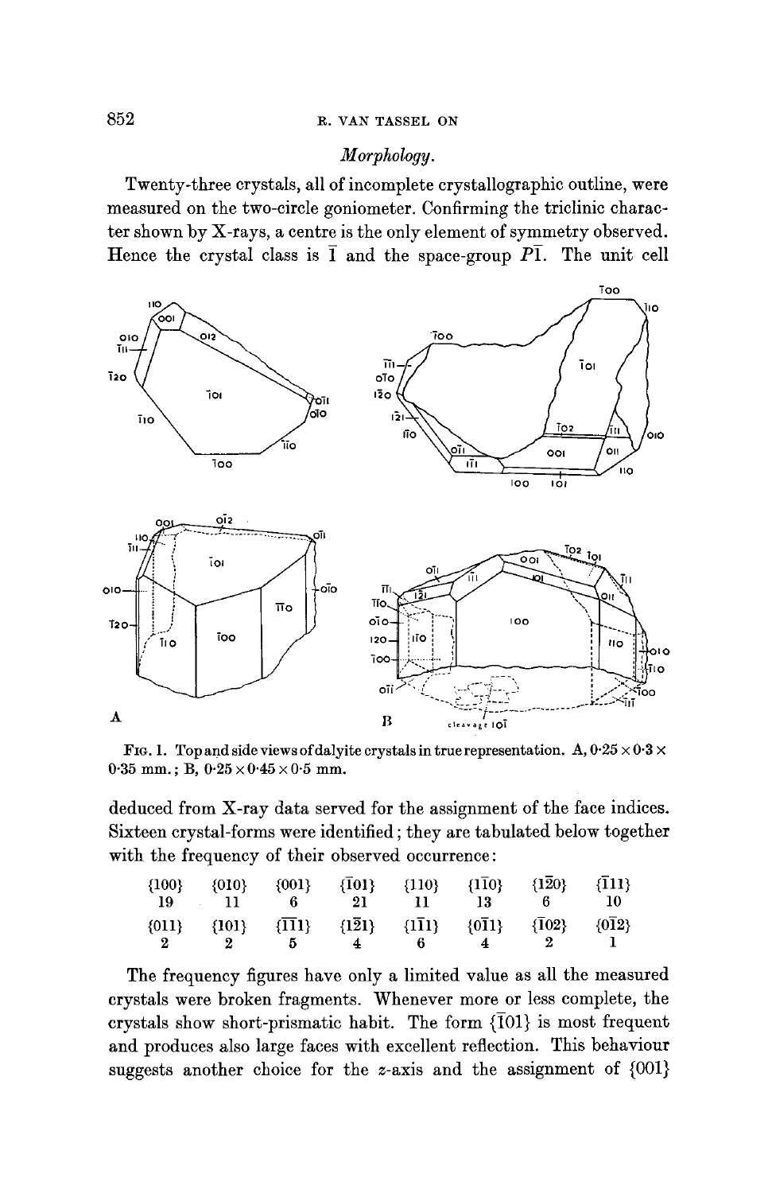## *Morphology.*

Twenty-three crystals, all of incomplete crystallographic outline, were measured on the two-circle goniometer. Confirming the triclinic character shown by X-rays, a centre is the only element of symmetry observed. Hence the crystal class is $\bar{1}$ and the space-group $P\bar{1}$. The unit cell deduced from X-ray data served for the assignment of the face indices. Sixteen crystal-forms were identified; they are tabulated below together with the frequency of their observed occurrence:

FIG. 1. Top and side views of dalyite crystals in true representation. A, 0·25 × 0·3 × 0·35 mm.; B, 0·25 × 0·45 × 0·5 mm.

| {100} | {010} | {001} | {$\bar{1}$01} | {110} | {1$\bar{1}$0} | {1$\bar{2}$0} | {$\bar{1}$11} |
|---|---|---|---|---|---|---|---|
| 19 | 11 | 6 | 21 | 11 | 13 | 6 | 10 |
| **{011}** | **{101}** | **{$\bar{1}\bar{1}$1}** | **{1$\bar{2}$1}** | **{1$\bar{1}$1}** | **{0$\bar{1}$1}** | **{$\bar{1}$02}** | **{0$\bar{1}$2}** |
| 2 | 2 | 5 | 4 | 6 | 4 | 2 | 1 |

The frequency figures have only a limited value as all the measured crystals were broken fragments. Whenever more or less complete, the crystals show short-prismatic habit. The form {$\bar{1}$01} is most frequent and produces also large faces with excellent reflection. This behaviour suggests another choice for the $z$-axis and the assignment of {001}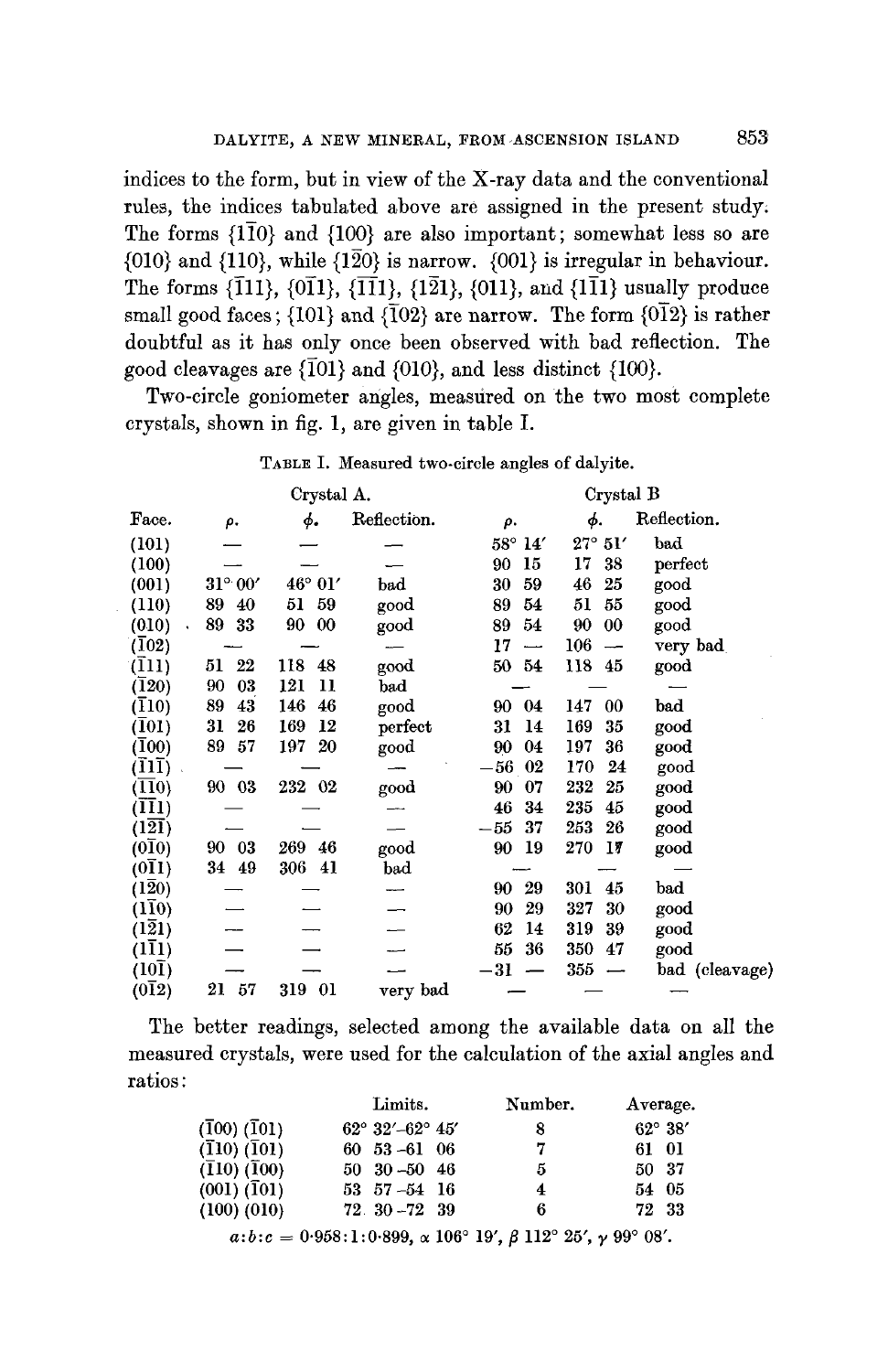indices to the form, but in view of the X-ray data and the conventional rules, the indices tabulated above are assigned in the present study. The forms {1$\bar{1}$0} and {100} are also important; somewhat less so are {010} and {110}, while {1$\bar{2}$0} is narrow. {001} is irregular in behaviour. The forms {$\bar{1}$11}, {0$\bar{1}$1}, {$\bar{1}\bar{1}$1}, {1$\bar{2}$1}, {011}, and {1$\bar{1}$1} usually produce small good faces; {101} and {$\bar{1}$02} are narrow. The form {0$\bar{1}$2} is rather doubtful as it has only once been observed with bad reflection. The good cleavages are {$\bar{1}$01} and {010}, and less distinct {100}.

Two-circle goniometer angles, measured on the two most complete crystals, shown in fig. 1, are given in table I.

TABLE I. Measured two-circle angles of dalyite.

| | Crystal A. | | | Crystal B | | |
|---|---|---|---|---|---|---|
| Face. | $\rho$. | $\phi$. | Reflection. | $\rho$. | $\phi$. | Reflection. |
| (101) | — | — | — | 58° 14′ | 27° 51′ | bad |
| (100) | — | — | — | 90 15 | 17 38 | perfect |
| (001) | 31° 00′ | 46° 01′ | bad | 30 59 | 46 25 | good |
| (110) | 89 40 | 51 59 | good | 89 54 | 51 55 | good |
| (010) | 89 33 | 90 00 | good | 89 54 | 90 00 | good |
| ($\bar{1}$02) | — | — | — | 17 — | 106 — | very bad |
| ($\bar{1}$11) | 51 22 | 118 48 | good | 50 54 | 118 45 | good |
| ($\bar{1}$20) | 90 03 | 121 11 | bad | — | — | — |
| ($\bar{1}$10) | 89 43 | 146 46 | good | 90 04 | 147 00 | bad |
| ($\bar{1}$01) | 31 26 | 169 12 | perfect | 31 14 | 169 35 | good |
| ($\bar{1}$00) | 89 57 | 197 20 | good | 90 04 | 197 36 | good |
| ($\bar{1}$1$\bar{1}$) | — | — | — | −56 02 | 170 24 | good |
| ($\bar{1}\bar{1}$0) | 90 03 | 232 02 | good | 90 07 | 232 25 | good |
| ($\bar{1}\bar{1}$1) | — | — | — | 46 34 | 235 45 | good |
| (1$\bar{2}\bar{1}$) | — | — | — | −55 37 | 253 26 | good |
| (0$\bar{1}$0) | 90 03 | 269 46 | good | 90 19 | 270 17 | good |
| (0$\bar{1}$1) | 34 49 | 306 41 | bad | — | — | — |
| (1$\bar{2}$0) | — | — | — | 90 29 | 301 45 | bad |
| (1$\bar{1}$0) | — | — | — | 90 29 | 327 30 | good |
| (1$\bar{2}$1) | — | — | — | 62 14 | 319 39 | good |
| (1$\bar{1}$1) | — | — | — | 55 36 | 350 47 | good |
| (10$\bar{1}$) | — | — | — | −31 — | 355 — | bad (cleavage) |
| (0$\bar{1}$2) | 21 57 | 319 01 | very bad | — | — | — |

The better readings, selected among the available data on all the measured crystals, were used for the calculation of the axial angles and ratios:

| | Limits. | Number. | Average. |
|---|---|---|---|
| ($\bar{1}$00) ($\bar{1}$01) | 62° 32′–62° 45′ | 8 | 62° 38′ |
| ($\bar{1}$10) ($\bar{1}$01) | 60 53 –61 06 | 7 | 61 01 |
| ($\bar{1}$10) ($\bar{1}$00) | 50 30 –50 46 | 5 | 50 37 |
| (001) ($\bar{1}$01) | 53 57 –54 16 | 4 | 54 05 |
| (100) (010) | 72 30 –72 39 | 6 | 72 33 |

$a:b:c = 0{\cdot}958:1:0{\cdot}899$, $\alpha$ 106° 19′, $\beta$ 112° 25′, $\gamma$ 99° 08′.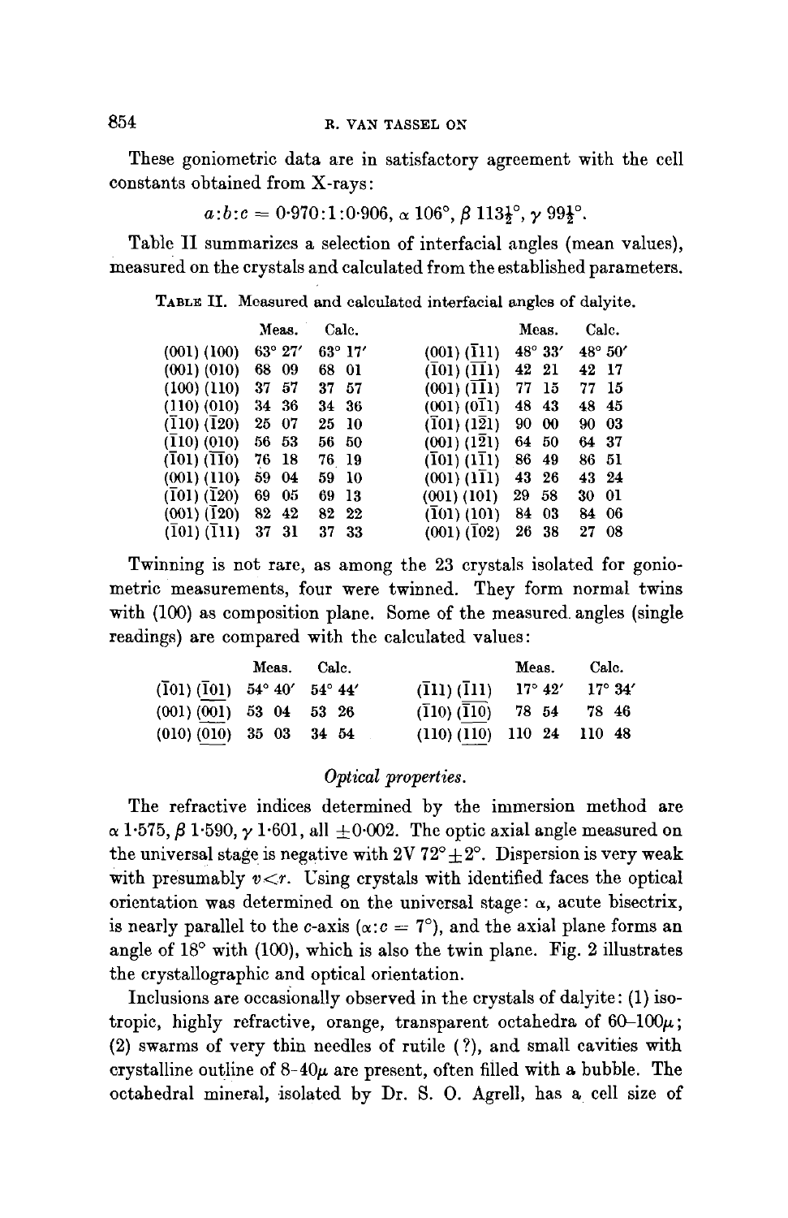These goniometric data are in satisfactory agreement with the cell constants obtained from X-rays:

$$a:b:c = 0{\cdot}970:1:0{\cdot}906,\ \alpha\ 106°,\ \beta\ 113\tfrac{1}{2}°,\ \gamma\ 99\tfrac{1}{2}°.$$

Table II summarizes a selection of interfacial angles (mean values), measured on the crystals and calculated from the established parameters.

TABLE II. Measured and calculated interfacial angles of dalyite.

| | Meas. | Calc. | | Meas. | Calc. |
|---|---|---|---|---|---|
| (001) (100) | 63° 27′ | 63° 17′ | (001) ($\bar{1}$11) | 48° 33′ | 48° 50′ |
| (001) (010) | 68 09 | 68 01 | ($\bar{1}$01) ($\bar{1}\bar{1}$1) | 42 21 | 42 17 |
| (100) (110) | 37 57 | 37 57 | (001) ($\bar{1}\bar{1}$1) | 77 15 | 77 15 |
| (110) (010) | 34 36 | 34 36 | (001) (0$\bar{1}$1) | 48 43 | 48 45 |
| ($\bar{1}$10) ($\bar{1}$20) | 25 07 | 25 10 | ($\bar{1}$01) (1$\bar{2}$1) | 90 00 | 90 03 |
| ($\bar{1}$10) (010) | 56 53 | 56 50 | (001) (1$\bar{2}$1) | 64 50 | 64 37 |
| ($\bar{1}$01) ($\bar{1}\bar{1}$0) | 76 18 | 76 19 | ($\bar{1}$01) (1$\bar{1}$1) | 86 49 | 86 51 |
| (001) (110) | 59 04 | 59 10 | (001) (1$\bar{1}$1) | 43 26 | 43 24 |
| ($\bar{1}$01) ($\bar{1}$20) | 69 05 | 69 13 | (001) (101) | 29 58 | 30 01 |
| (001) ($\bar{1}$20) | 82 42 | 82 22 | ($\bar{1}$01) (101) | 84 03 | 84 06 |
| ($\bar{1}$01) ($\bar{1}$11) | 37 31 | 37 33 | (001) ($\bar{1}$02) | 26 38 | 27 08 |

Twinning is not rare, as among the 23 crystals isolated for goniometric measurements, four were twinned. They form normal twins with (100) as composition plane. Some of the measured angles (single readings) are compared with the calculated values:

| | Meas. | Calc. | | Meas. | Calc. |
|---|---|---|---|---|---|
| ($\bar{1}$01) ($\underline{\bar{1}01}$) | 54° 40′ | 54° 44′ | ($\bar{1}$11) ($\underline{\bar{1}11}$) | 17° 42′ | 17° 34′ |
| (001) ($\underline{001}$) | 53 04 | 53 26 | ($\bar{1}$10) ($\underline{\bar{1}10}$) | 78 54 | 78 46 |
| (010) ($\underline{010}$) | 35 03 | 34 54 | (110) ($\underline{110}$) | 110 24 | 110 48 |

*Optical properties.*

The refractive indices determined by the immersion method are $\alpha$ 1·575, $\beta$ 1·590, $\gamma$ 1·601, all $\pm$0·002. The optic axial angle measured on the universal stage is negative with 2V 72°$\pm$2°. Dispersion is very weak with presumably $v<r$. Using crystals with identified faces the optical orientation was determined on the universal stage: $\alpha$, acute bisectrix, is nearly parallel to the $c$-axis ($\alpha:c = 7°$), and the axial plane forms an angle of 18° with (100), which is also the twin plane. Fig. 2 illustrates the crystallographic and optical orientation.

Inclusions are occasionally observed in the crystals of dalyite: (1) isotropic, highly refractive, orange, transparent octahedra of 60–100$\mu$; (2) swarms of very thin needles of rutile (?), and small cavities with crystalline outline of 8–40$\mu$ are present, often filled with a bubble. The octahedral mineral, isolated by Dr. S. O. Agrell, has a cell size of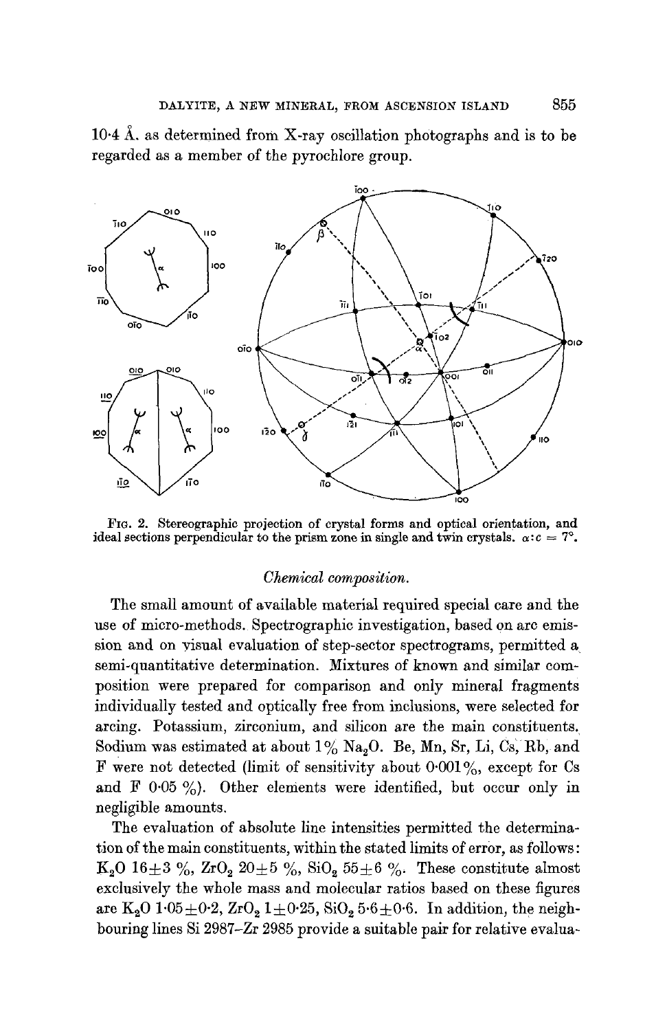10·4 Å. as determined from X-ray oscillation photographs and is to be regarded as a member of the pyrochlore group.

FIG. 2. Stereographic projection of crystal forms and optical orientation, and ideal sections perpendicular to the prism zone in single and twin crystals. $\alpha : c = 7°$.

*Chemical composition.*

The small amount of available material required special care and the use of micro-methods. Spectrographic investigation, based on arc emission and on visual evaluation of step-sector spectrograms, permitted a semi-quantitative determination. Mixtures of known and similar composition were prepared for comparison and only mineral fragments individually tested and optically free from inclusions, were selected for arcing. Potassium, zirconium, and silicon are the main constituents. Sodium was estimated at about 1% $Na_2O$. Be, Mn, Sr, Li, Cs, Rb, and F were not detected (limit of sensitivity about 0·001%, except for Cs and F 0·05 %). Other elements were identified, but occur only in negligible amounts.

The evaluation of absolute line intensities permitted the determination of the main constituents, within the stated limits of error, as follows: $K_2O$ 16±3 %, $ZrO_2$ 20±5 %, $SiO_2$ 55±6 %. These constitute almost exclusively the whole mass and molecular ratios based on these figures are $K_2O$ 1·05±0·2, $ZrO_2$ 1±0·25, $SiO_2$ 5·6±0·6. In addition, the neighbouring lines Si 2987–Zr 2985 provide a suitable pair for relative evalua-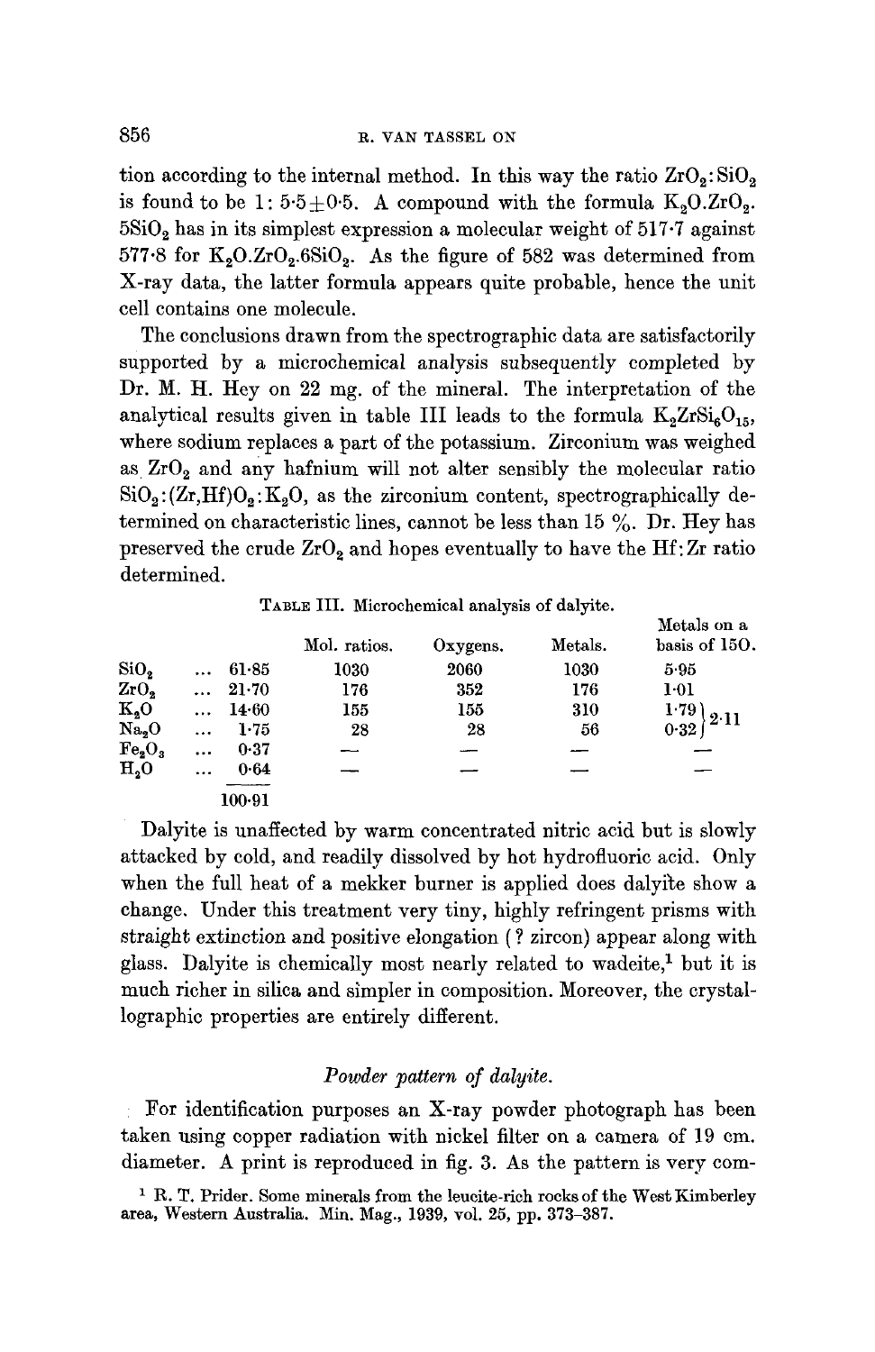tion according to the internal method. In this way the ratio $ZrO_2:SiO_2$ is found to be 1: 5·5±0·5. A compound with the formula $K_2O.ZrO_2.5SiO_2$ has in its simplest expression a molecular weight of 517·7 against 577·8 for $K_2O.ZrO_2.6SiO_2$. As the figure of 582 was determined from X-ray data, the latter formula appears quite probable, hence the unit cell contains one molecule.

The conclusions drawn from the spectrographic data are satisfactorily supported by a microchemical analysis subsequently completed by Dr. M. H. Hey on 22 mg. of the mineral. The interpretation of the analytical results given in table III leads to the formula $K_2ZrSi_6O_{15}$, where sodium replaces a part of the potassium. Zirconium was weighed as $ZrO_2$ and any hafnium will not alter sensibly the molecular ratio $SiO_2:(Zr,Hf)O_2:K_2O$, as the zirconium content, spectrographically determined on characteristic lines, cannot be less than 15 %. Dr. Hey has preserved the crude $ZrO_2$ and hopes eventually to have the Hf: Zr ratio determined.

TABLE III. Microchemical analysis of dalyite.

| | | Mol. ratios. | Oxygens. | Metals. | Metals on a basis of 15O. |
|---|---|---|---|---|---|
| $SiO_2$ | 61·85 | 1030 | 2060 | 1030 | 5·95 |
| $ZrO_2$ | 21·70 | 176 | 352 | 176 | 1·01 |
| $K_2O$ | 14·60 | 155 | 155 | 310 | 1·79 } 2·11 |
| $Na_2O$ | 1·75 | 28 | 28 | 56 | 0·32 } |
| $Fe_2O_3$ | 0·37 | — | — | — | — |
| $H_2O$ | 0·64 | — | — | — | — |
| | 100·91 | | | | |

Dalyite is unaffected by warm concentrated nitric acid but is slowly attacked by cold, and readily dissolved by hot hydrofluoric acid. Only when the full heat of a mekker burner is applied does dalyite show a change. Under this treatment very tiny, highly refringent prisms with straight extinction and positive elongation (? zircon) appear along with glass. Dalyite is chemically most nearly related to wadeite,[1] but it is much richer in silica and simpler in composition. Moreover, the crystallographic properties are entirely different.

### *Powder pattern of dalyite.*

For identification purposes an X-ray powder photograph has been taken using copper radiation with nickel filter on a camera of 19 cm. diameter. A print is reproduced in fig. 3. As the pattern is very com-

[1] R. T. Prider. Some minerals from the leucite-rich rocks of the West Kimberley area, Western Australia. Min. Mag., 1939, vol. 25, pp. 373–387.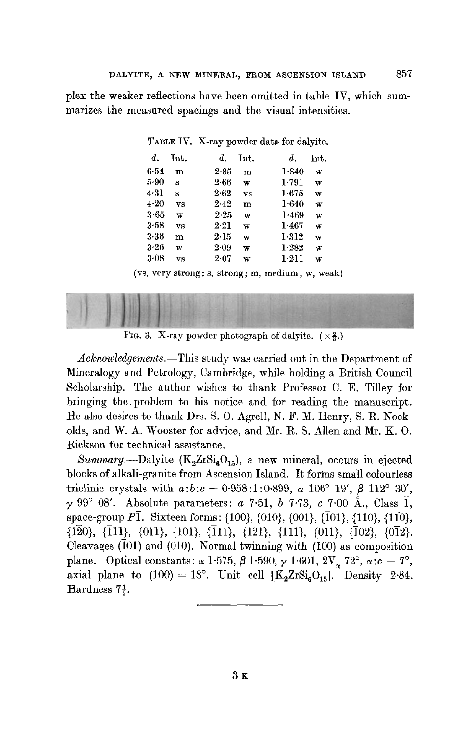plex the weaker reflections have been omitted in table IV, which summarizes the measured spacings and the visual intensities.

TABLE IV. X-ray powder data for dalyite.

| d. | Int. | d. | Int. | d. | Int. |
|---|---|---|---|---|---|
| 6·54 | m | 2·85 | m | 1·840 | w |
| 5·90 | s | 2·66 | w | 1·791 | w |
| 4·31 | s | 2·62 | vs | 1·675 | w |
| 4·20 | vs | 2·42 | m | 1·640 | w |
| 3·65 | w | 2·25 | w | 1·469 | w |
| 3·58 | vs | 2·21 | w | 1·467 | w |
| 3·36 | m | 2·15 | w | 1·312 | w |
| 3·26 | w | 2·09 | w | 1·282 | w |
| 3·08 | vs | 2·07 | w | 1·211 | w |

(vs, very strong; s, strong; m, medium; w, weak)

FIG. 3. X-ray powder photograph of dalyite. ($\times \frac{2}{3}$.)

*Acknowledgements*.—This study was carried out in the Department of Mineralogy and Petrology, Cambridge, while holding a British Council Scholarship. The author wishes to thank Professor C. E. Tilley for bringing the problem to his notice and for reading the manuscript. He also desires to thank Drs. S. O. Agrell, N. F. M. Henry, S. R. Nockolds, and W. A. Wooster for advice, and Mr. R. S. Allen and Mr. K. O. Rickson for technical assistance.

*Summary*.—Dalyite ($K_2ZrSi_6O_{15}$), a new mineral, occurs in ejected blocks of alkali-granite from Ascension Island. It forms small colourless triclinic crystals with $a:b:c = 0{\cdot}958:1:0{\cdot}899$, $\alpha$ 106° 19′, $\beta$ 112° 30′, $\gamma$ 99° 08′. Absolute parameters: $a$ 7·51, $b$ 7·73, $c$ 7·00 Å., Class $\bar{1}$, space-group $P\bar{1}$. Sixteen forms: {100}, {010}, {001}, {$\bar{1}$01}, {110}, {1$\bar{1}$0}, {1$\bar{2}$0}, {$\bar{1}$11}, {011}, {101}, {$\bar{1}\bar{1}$1}, {1$\bar{2}$1}, {1$\bar{1}$1}, {0$\bar{1}$1}, {$\bar{1}$02}, {0$\bar{1}$2}. Cleavages ($\bar{1}$01) and (010). Normal twinning with (100) as composition plane. Optical constants: $\alpha$ 1·575, $\beta$ 1·590, $\gamma$ 1·601, $2V_{\alpha}$ 72°, $\alpha:c$ = 7°, axial plane to (100) = 18°. Unit cell [$K_2ZrSi_6O_{15}$]. Density 2·84. Hardness $7\frac{1}{2}$.